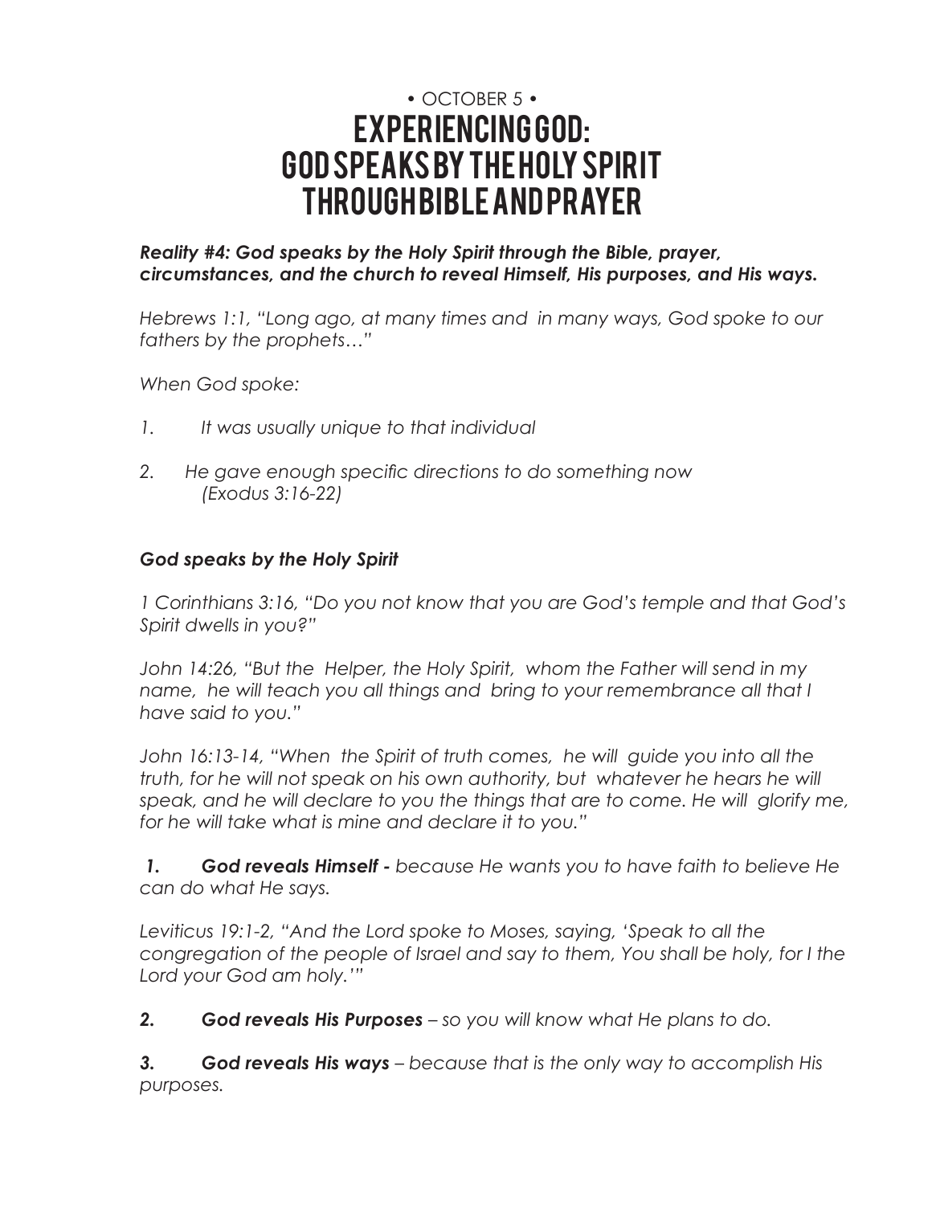• OCTOBER 5 •

# EXPERIENCING GOD: GOD SPEAKS BY THE HOLY SPIRIT THROUGH BIBLE AND PRAYER

***Reality #4: God speaks by the Holy Spirit through the Bible, prayer, circumstances, and the church to reveal Himself, His purposes, and His ways.***

*Hebrews 1:1, "Long ago, at many times and in many ways, God spoke to our fathers by the prophets…"*

*When God spoke:*

1. *It was usually unique to that individual*
2. *He gave enough specific directions to do something now (Exodus 3:16-22)*

***God speaks by the Holy Spirit***

*1 Corinthians 3:16, "Do you not know that you are God's temple and that God's Spirit dwells in you?"*

*John 14:26, "But the Helper, the Holy Spirit, whom the Father will send in my name, he will teach you all things and bring to your remembrance all that I have said to you."*

*John 16:13-14, "When the Spirit of truth comes, he will guide you into all the truth, for he will not speak on his own authority, but whatever he hears he will speak, and he will declare to you the things that are to come. He will glorify me, for he will take what is mine and declare it to you."*

***1. God reveals Himself -*** *because He wants you to have faith to believe He can do what He says.*

*Leviticus 19:1-2, "And the Lord spoke to Moses, saying, 'Speak to all the congregation of the people of Israel and say to them, You shall be holy, for I the Lord your God am holy.'"*

***2. God reveals His Purposes*** *– so you will know what He plans to do.*

***3. God reveals His ways*** *– because that is the only way to accomplish His purposes.*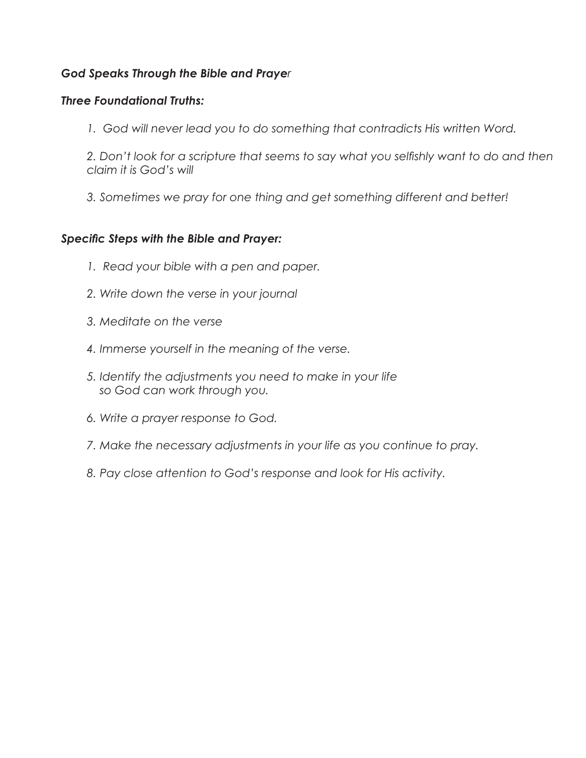***God Speaks Through the Bible and Prayer***

***Three Foundational Truths:***

*1. God will never lead you to do something that contradicts His written Word.*

*2. Don't look for a scripture that seems to say what you selfishly want to do and then claim it is God's will*

*3. Sometimes we pray for one thing and get something different and better!*

***Specific Steps with the Bible and Prayer:***

*1. Read your bible with a pen and paper.*

*2. Write down the verse in your journal*

*3. Meditate on the verse*

*4. Immerse yourself in the meaning of the verse.*

*5. Identify the adjustments you need to make in your life so God can work through you.*

*6. Write a prayer response to God.*

*7. Make the necessary adjustments in your life as you continue to pray.*

*8. Pay close attention to God's response and look for His activity.*